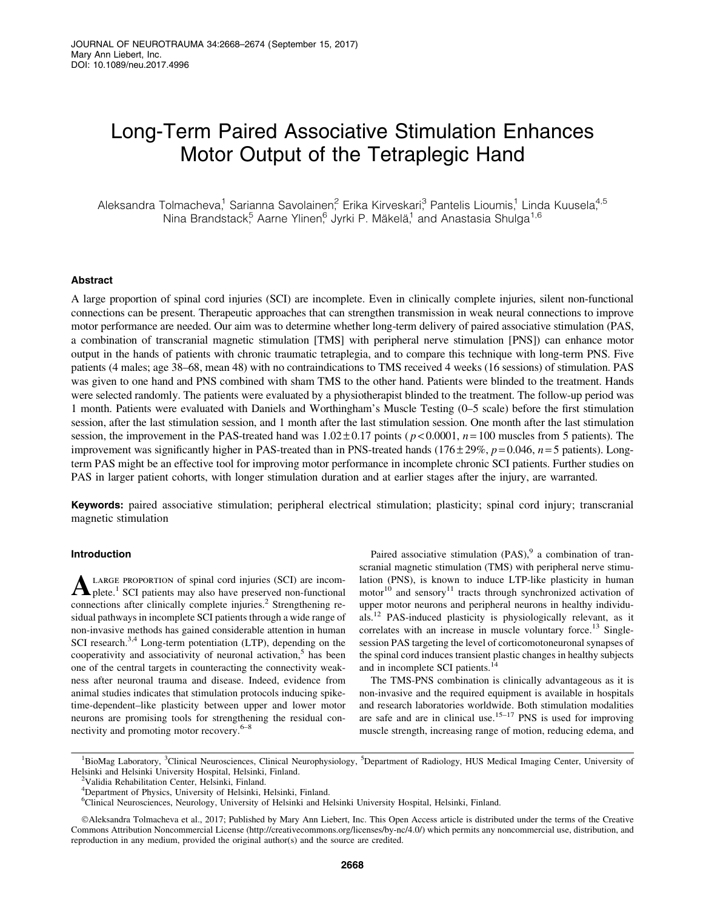# Long-Term Paired Associative Stimulation Enhances Motor Output of the Tetraplegic Hand

Aleksandra Tolmacheva,[1] Sarianna Savolainen,[2] Erika Kirveskari,[3] Pantelis Lioumis,[1] Linda Kuusela,[4,5] Nina Brandstack,[5] Aarne Ylinen,[6] Jyrki P. Mäkelä,[1] and Anastasia Shulga[1,6]

## Abstract

A large proportion of spinal cord injuries (SCI) are incomplete. Even in clinically complete injuries, silent non-functional connections can be present. Therapeutic approaches that can strengthen transmission in weak neural connections to improve motor performance are needed. Our aim was to determine whether long-term delivery of paired associative stimulation (PAS, a combination of transcranial magnetic stimulation [TMS] with peripheral nerve stimulation [PNS]) can enhance motor output in the hands of patients with chronic traumatic tetraplegia, and to compare this technique with long-term PNS. Five patients (4 males; age 38–68, mean 48) with no contraindications to TMS received 4 weeks (16 sessions) of stimulation. PAS was given to one hand and PNS combined with sham TMS to the other hand. Patients were blinded to the treatment. Hands were selected randomly. The patients were evaluated by a physiotherapist blinded to the treatment. The follow-up period was 1 month. Patients were evaluated with Daniels and Worthingham's Muscle Testing (0–5 scale) before the first stimulation session, after the last stimulation session, and 1 month after the last stimulation session. One month after the last stimulation session, the improvement in the PAS-treated hand was $1.02 \pm 0.17$ points ($p < 0.0001$, $n = 100$ muscles from 5 patients). The improvement was significantly higher in PAS-treated than in PNS-treated hands ($176 \pm 29\%$, $p = 0.046$, $n = 5$ patients). Long-term PAS might be an effective tool for improving motor performance in incomplete chronic SCI patients. Further studies on PAS in larger patient cohorts, with longer stimulation duration and at earlier stages after the injury, are warranted.

**Keywords:** paired associative stimulation; peripheral electrical stimulation; plasticity; spinal cord injury; transcranial magnetic stimulation

## Introduction

A large proportion of spinal cord injuries (SCI) are incomplete.[1] SCI patients may also have preserved non-functional connections after clinically complete injuries.[2] Strengthening residual pathways in incomplete SCI patients through a wide range of non-invasive methods has gained considerable attention in human SCI research.[3,4] Long-term potentiation (LTP), depending on the cooperativity and associativity of neuronal activation,[5] has been one of the central targets in counteracting the connectivity weakness after neuronal trauma and disease. Indeed, evidence from animal studies indicates that stimulation protocols inducing spike-time-dependent–like plasticity between upper and lower motor neurons are promising tools for strengthening the residual connectivity and promoting motor recovery.[6–8]

Paired associative stimulation (PAS),[9] a combination of transcranial magnetic stimulation (TMS) with peripheral nerve stimulation (PNS), is known to induce LTP-like plasticity in human motor[10] and sensory[11] tracts through synchronized activation of upper motor neurons and peripheral neurons in healthy individuals.[12] PAS-induced plasticity is physiologically relevant, as it correlates with an increase in muscle voluntary force.[13] Single-session PAS targeting the level of corticomotoneuronal synapses of the spinal cord induces transient plastic changes in healthy subjects and in incomplete SCI patients.[14]

The TMS-PNS combination is clinically advantageous as it is non-invasive and the required equipment is available in hospitals and research laboratories worldwide. Both stimulation modalities are safe and are in clinical use.[15–17] PNS is used for improving muscle strength, increasing range of motion, reducing edema, and

---

[1]BioMag Laboratory, [3]Clinical Neurosciences, Clinical Neurophysiology, [5]Department of Radiology, HUS Medical Imaging Center, University of Helsinki and Helsinki University Hospital, Helsinki, Finland.
[2]Validia Rehabilitation Center, Helsinki, Finland.
[4]Department of Physics, University of Helsinki, Helsinki, Finland.
[6]Clinical Neurosciences, Neurology, University of Helsinki and Helsinki University Hospital, Helsinki, Finland.

©Aleksandra Tolmacheva et al., 2017; Published by Mary Ann Liebert, Inc. This Open Access article is distributed under the terms of the Creative Commons Attribution Noncommercial License (http://creativecommons.org/licenses/by-nc/4.0/) which permits any noncommercial use, distribution, and reproduction in any medium, provided the original author(s) and the source are credited.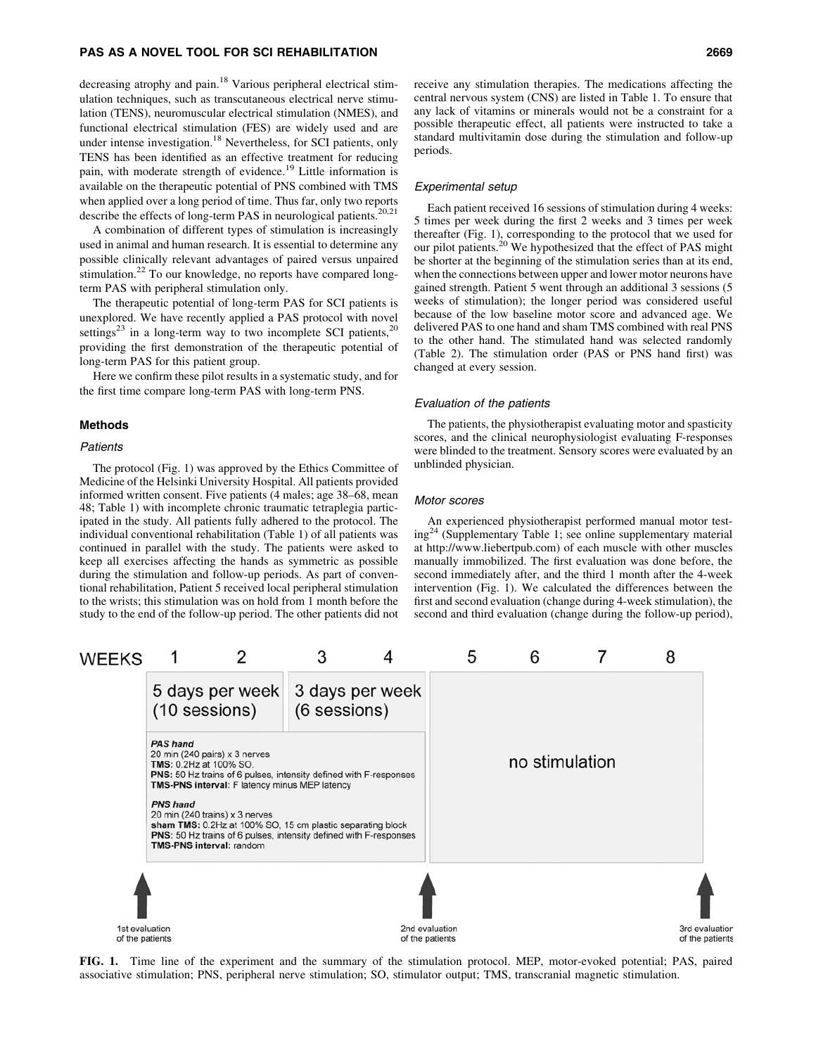decreasing atrophy and pain.[18] Various peripheral electrical stimulation techniques, such as transcutaneous electrical nerve stimulation (TENS), neuromuscular electrical stimulation (NMES), and functional electrical stimulation (FES) are widely used and are under intense investigation.[18] Nevertheless, for SCI patients, only TENS has been identified as an effective treatment for reducing pain, with moderate strength of evidence.[19] Little information is available on the therapeutic potential of PNS combined with TMS when applied over a long period of time. Thus far, only two reports describe the effects of long-term PAS in neurological patients.[20,21]

A combination of different types of stimulation is increasingly used in animal and human research. It is essential to determine any possible clinically relevant advantages of paired versus unpaired stimulation.[22] To our knowledge, no reports have compared long-term PAS with peripheral stimulation only.

The therapeutic potential of long-term PAS for SCI patients is unexplored. We have recently applied a PAS protocol with novel settings[23] in a long-term way to two incomplete SCI patients,[20] providing the first demonstration of the therapeutic potential of long-term PAS for this patient group.

Here we confirm these pilot results in a systematic study, and for the first time compare long-term PAS with long-term PNS.

## Methods

### *Patients*

The protocol (Fig. 1) was approved by the Ethics Committee of Medicine of the Helsinki University Hospital. All patients provided informed written consent. Five patients (4 males; age 38–68, mean 48; Table 1) with incomplete chronic traumatic tetraplegia participated in the study. All patients fully adhered to the protocol. The individual conventional rehabilitation (Table 1) of all patients was continued in parallel with the study. The patients were asked to keep all exercises affecting the hands as symmetric as possible during the stimulation and follow-up periods. As part of conventional rehabilitation, Patient 5 received local peripheral stimulation to the wrists; this stimulation was on hold from 1 month before the study to the end of the follow-up period. The other patients did not receive any stimulation therapies. The medications affecting the central nervous system (CNS) are listed in Table 1. To ensure that any lack of vitamins or minerals would not be a constraint for a possible therapeutic effect, all patients were instructed to take a standard multivitamin dose during the stimulation and follow-up periods.

### *Experimental setup*

Each patient received 16 sessions of stimulation during 4 weeks: 5 times per week during the first 2 weeks and 3 times per week thereafter (Fig. 1), corresponding to the protocol that we used for our pilot patients.[20] We hypothesized that the effect of PAS might be shorter at the beginning of the stimulation series than at its end, when the connections between upper and lower motor neurons have gained strength. Patient 5 went through an additional 3 sessions (5 weeks of stimulation); the longer period was considered useful because of the low baseline motor score and advanced age. We delivered PAS to one hand and sham TMS combined with real PNS to the other hand. The stimulated hand was selected randomly (Table 2). The stimulation order (PAS or PNS hand first) was changed at every session.

### *Evaluation of the patients*

The patients, the physiotherapist evaluating motor and spasticity scores, and the clinical neurophysiologist evaluating F-responses were blinded to the treatment. Sensory scores were evaluated by an unblinded physician.

### *Motor scores*

An experienced physiotherapist performed manual motor testing[24] (Supplementary Table 1; see online supplementary material at http://www.liebertpub.com) of each muscle with other muscles manually immobilized. The first evaluation was done before, the second immediately after, and the third 1 month after the 4-week intervention (Fig. 1). We calculated the differences between the first and second evaluation (change during 4-week stimulation), the second and third evaluation (change during the follow-up period),

| WEEKS | 1 | 2 | 3 | 4 | 5 | 6 | 7 | 8 |
|---|---|---|---|---|---|---|---|---|
| | 5 days per week (10 sessions) | | 3 days per week (6 sessions) | | no stimulation | | | |

**PAS hand**
20 min (240 pairs) x 3 nerves
**TMS:** 0.2Hz at 100% SO.
**PNS:** 50 Hz trains of 6 pulses, intensity defined with F-responses
**TMS-PNS interval:** F latency minus MEP latency

**PNS hand**
20 min (240 trains) x 3 nerves
**sham TMS:** 0.2Hz at 100% SO, 15 cm plastic separating block
**PNS:** 50 Hz trains of 6 pulses, intensity defined with F-responses
**TMS-PNS interval:** random

1st evaluation of the patients (before week 1) — 2nd evaluation of the patients (after week 4) — 3rd evaluation of the patients (after week 8)

**FIG. 1.** Time line of the experiment and the summary of the stimulation protocol. MEP, motor-evoked potential; PAS, paired associative stimulation; PNS, peripheral nerve stimulation; SO, stimulator output; TMS, transcranial magnetic stimulation.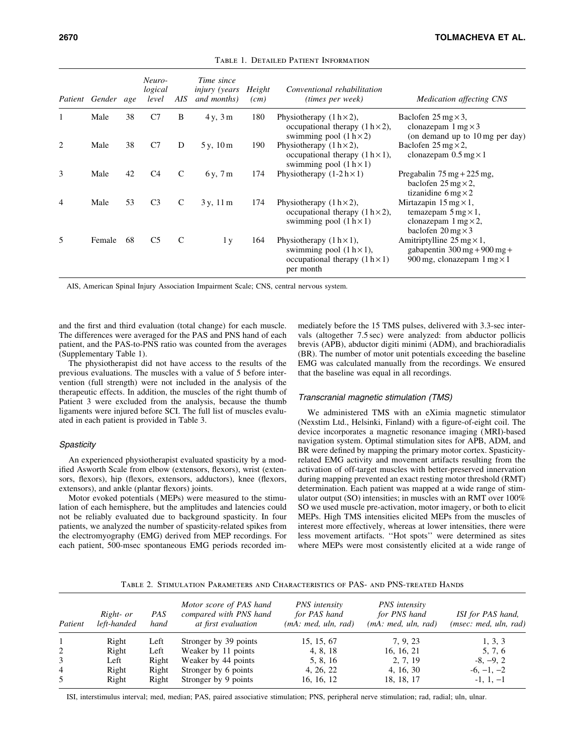Table 1. Detailed Patient Information

| Patient | Gender | age | Neuro-logical level | AIS | Time since injury (years and months) | Height (cm) | Conventional rehabilitation (times per week) | Medication affecting CNS |
|---|---|---|---|---|---|---|---|---|
| 1 | Male | 38 | C7 | B | 4 y, 3 m | 180 | Physiotherapy (1 h × 2), occupational therapy (1 h × 2), swimming pool (1 h × 2) | Baclofen 25 mg × 3, clonazepam 1 mg × 3 (on demand up to 10 mg per day) |
| 2 | Male | 38 | C7 | D | 5 y, 10 m | 190 | Physiotherapy (1 h × 2), occupational therapy (1 h × 1), swimming pool (1 h × 1) | Baclofen 25 mg × 2, clonazepam 0.5 mg × 1 |
| 3 | Male | 42 | C4 | C | 6 y, 7 m | 174 | Physiotherapy (1-2 h × 1) | Pregabalin 75 mg + 225 mg, baclofen 25 mg × 2, tizanidine 6 mg × 2 |
| 4 | Male | 53 | C3 | C | 3 y, 11 m | 174 | Physiotherapy (1 h × 2), occupational therapy (1 h × 2), swimming pool (1 h × 1) | Mirtazapin 15 mg × 1, temazepam 5 mg × 1, clonazepam 1 mg × 2, baclofen 20 mg × 3 |
| 5 | Female | 68 | C5 | C | 1 y | 164 | Physiotherapy (1 h × 1), swimming pool (1 h × 1), occupational therapy (1 h × 1) per month | Amitriptylline 25 mg × 1, gabapentin 300 mg + 900 mg + 900 mg, clonazepam 1 mg × 1 |

AIS, American Spinal Injury Association Impairment Scale; CNS, central nervous system.

and the first and third evaluation (total change) for each muscle. The differences were averaged for the PAS and PNS hand of each patient, and the PAS-to-PNS ratio was counted from the averages (Supplementary Table 1).

The physiotherapist did not have access to the results of the previous evaluations. The muscles with a value of 5 before intervention (full strength) were not included in the analysis of the therapeutic effects. In addition, the muscles of the right thumb of Patient 3 were excluded from the analysis, because the thumb ligaments were injured before SCI. The full list of muscles evaluated in each patient is provided in Table 3.

### Spasticity

An experienced physiotherapist evaluated spasticity by a modified Asworth Scale from elbow (extensors, flexors), wrist (extensors, flexors), hip (flexors, extensors, adductors), knee (flexors, extensors), and ankle (plantar flexors) joints.

Motor evoked potentials (MEPs) were measured to the stimulation of each hemisphere, but the amplitudes and latencies could not be reliably evaluated due to background spasticity. In four patients, we analyzed the number of spasticity-related spikes from the electromyography (EMG) derived from MEP recordings. For each patient, 500-msec spontaneous EMG periods recorded immediately before the 15 TMS pulses, delivered with 3.3-sec intervals (altogether 7.5 sec) were analyzed: from abductor pollicis brevis (APB), abductor digiti minimi (ADM), and brachioradialis (BR). The number of motor unit potentials exceeding the baseline EMG was calculated manually from the recordings. We ensured that the baseline was equal in all recordings.

### Transcranial magnetic stimulation (TMS)

We administered TMS with an eXimia magnetic stimulator (Nexstim Ltd., Helsinki, Finland) with a figure-of-eight coil. The device incorporates a magnetic resonance imaging (MRI)-based navigation system. Optimal stimulation sites for APB, ADM, and BR were defined by mapping the primary motor cortex. Spasticity-related EMG activity and movement artifacts resulting from the activation of off-target muscles with better-preserved innervation during mapping prevented an exact resting motor threshold (RMT) determination. Each patient was mapped at a wide range of stimulator output (SO) intensities; in muscles with an RMT over 100% SO we used muscle pre-activation, motor imagery, or both to elicit MEPs. High TMS intensities elicited MEPs from the muscles of interest more effectively, whereas at lower intensities, there were less movement artifacts. ''Hot spots'' were determined as sites where MEPs were most consistently elicited at a wide range of

Table 2. Stimulation Parameters and Characteristics of PAS- and PNS-treated Hands

| Patient | Right- or left-handed | PAS hand | Motor score of PAS hand compared with PNS hand at first evaluation | PNS intensity for PAS hand (mA: med, uln, rad) | PNS intensity for PNS hand (mA: med, uln, rad) | ISI for PAS hand, (msec: med, uln, rad) |
|---|---|---|---|---|---|---|
| 1 | Right | Left | Stronger by 39 points | 15, 15, 67 | 7, 9, 23 | 1, 3, 3 |
| 2 | Right | Left | Weaker by 11 points | 4, 8, 18 | 16, 16, 21 | 5, 7, 6 |
| 3 | Left | Right | Weaker by 44 points | 5, 8, 16 | 2, 7, 19 | -8, −9, 2 |
| 4 | Right | Right | Stronger by 6 points | 4, 26, 22 | 4, 16, 30 | -6, −1, −2 |
| 5 | Right | Right | Stronger by 9 points | 16, 16, 12 | 18, 18, 17 | -1, 1, −1 |

ISI, interstimulus interval; med, median; PAS, paired associative stimulation; PNS, peripheral nerve stimulation; rad, radial; uln, ulnar.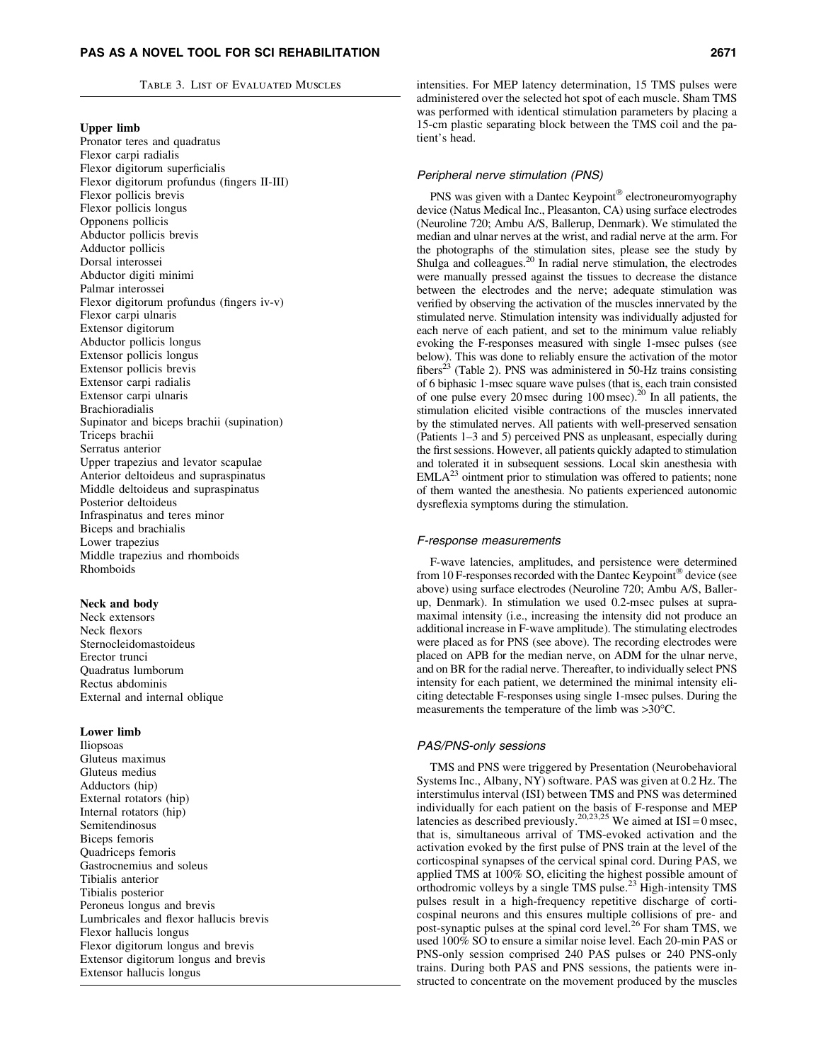Table 3. List of Evaluated Muscles

| |
|---|
| **Upper limb** |
| Pronator teres and quadratus |
| Flexor carpi radialis |
| Flexor digitorum superficialis |
| Flexor digitorum profundus (fingers II-III) |
| Flexor pollicis brevis |
| Flexor pollicis longus |
| Opponens pollicis |
| Abductor pollicis brevis |
| Adductor pollicis |
| Dorsal interossei |
| Abductor digiti minimi |
| Palmar interossei |
| Flexor digitorum profundus (fingers iv-v) |
| Flexor carpi ulnaris |
| Extensor digitorum |
| Abductor pollicis longus |
| Extensor pollicis longus |
| Extensor pollicis brevis |
| Extensor carpi radialis |
| Extensor carpi ulnaris |
| Brachioradialis |
| Supinator and biceps brachii (supination) |
| Triceps brachii |
| Serratus anterior |
| Upper trapezius and levator scapulae |
| Anterior deltoideus and supraspinatus |
| Middle deltoideus and supraspinatus |
| Posterior deltoideus |
| Infraspinatus and teres minor |
| Biceps and brachialis |
| Lower trapezius |
| Middle trapezius and rhomboids |
| Rhomboids |
| **Neck and body** |
| Neck extensors |
| Neck flexors |
| Sternocleidomastoideus |
| Erector trunci |
| Quadratus lumborum |
| Rectus abdominis |
| External and internal oblique |
| **Lower limb** |
| Iliopsoas |
| Gluteus maximus |
| Gluteus medius |
| Adductors (hip) |
| External rotators (hip) |
| Internal rotators (hip) |
| Semitendinosus |
| Biceps femoris |
| Quadriceps femoris |
| Gastrocnemius and soleus |
| Tibialis anterior |
| Tibialis posterior |
| Peroneus longus and brevis |
| Lumbricales and flexor hallucis brevis |
| Flexor hallucis longus |
| Flexor digitorum longus and brevis |
| Extensor digitorum longus and brevis |
| Extensor hallucis longus |

intensities. For MEP latency determination, 15 TMS pulses were administered over the selected hot spot of each muscle. Sham TMS was performed with identical stimulation parameters by placing a 15-cm plastic separating block between the TMS coil and the patient's head.

#### *Peripheral nerve stimulation (PNS)*

PNS was given with a Dantec Keypoint® electroneuromyography device (Natus Medical Inc., Pleasanton, CA) using surface electrodes (Neuroline 720; Ambu A/S, Ballerup, Denmark). We stimulated the median and ulnar nerves at the wrist, and radial nerve at the arm. For the photographs of the stimulation sites, please see the study by Shulga and colleagues.[20] In radial nerve stimulation, the electrodes were manually pressed against the tissues to decrease the distance between the electrodes and the nerve; adequate stimulation was verified by observing the activation of the muscles innervated by the stimulated nerve. Stimulation intensity was individually adjusted for each nerve of each patient, and set to the minimum value reliably evoking the F-responses measured with single 1-msec pulses (see below). This was done to reliably ensure the activation of the motor fibers[23] (Table 2). PNS was administered in 50-Hz trains consisting of 6 biphasic 1-msec square wave pulses (that is, each train consisted of one pulse every 20 msec during 100 msec).[20] In all patients, the stimulation elicited visible contractions of the muscles innervated by the stimulated nerves. All patients with well-preserved sensation (Patients 1–3 and 5) perceived PNS as unpleasant, especially during the first sessions. However, all patients quickly adapted to stimulation and tolerated it in subsequent sessions. Local skin anesthesia with EMLA[23] ointment prior to stimulation was offered to patients; none of them wanted the anesthesia. No patients experienced autonomic dysreflexia symptoms during the stimulation.

#### *F-response measurements*

F-wave latencies, amplitudes, and persistence were determined from 10 F-responses recorded with the Dantec Keypoint® device (see above) using surface electrodes (Neuroline 720; Ambu A/S, Ballerup, Denmark). In stimulation we used 0.2-msec pulses at supramaximal intensity (i.e., increasing the intensity did not produce an additional increase in F-wave amplitude). The stimulating electrodes were placed as for PNS (see above). The recording electrodes were placed on APB for the median nerve, on ADM for the ulnar nerve, and on BR for the radial nerve. Thereafter, to individually select PNS intensity for each patient, we determined the minimal intensity eliciting detectable F-responses using single 1-msec pulses. During the measurements the temperature of the limb was >30°C.

#### *PAS/PNS-only sessions*

TMS and PNS were triggered by Presentation (Neurobehavioral Systems Inc., Albany, NY) software. PAS was given at 0.2 Hz. The interstimulus interval (ISI) between TMS and PNS was determined individually for each patient on the basis of F-response and MEP latencies as described previously.[20,23,25] We aimed at ISI = 0 msec, that is, simultaneous arrival of TMS-evoked activation and the activation evoked by the first pulse of PNS train at the level of the corticospinal synapses of the cervical spinal cord. During PAS, we applied TMS at 100% SO, eliciting the highest possible amount of orthodromic volleys by a single TMS pulse.[23] High-intensity TMS pulses result in a high-frequency repetitive discharge of corticospinal neurons and this ensures multiple collisions of pre- and post-synaptic pulses at the spinal cord level.[26] For sham TMS, we used 100% SO to ensure a similar noise level. Each 20-min PAS or PNS-only session comprised 240 PAS pulses or 240 PNS-only trains. During both PAS and PNS sessions, the patients were instructed to concentrate on the movement produced by the muscles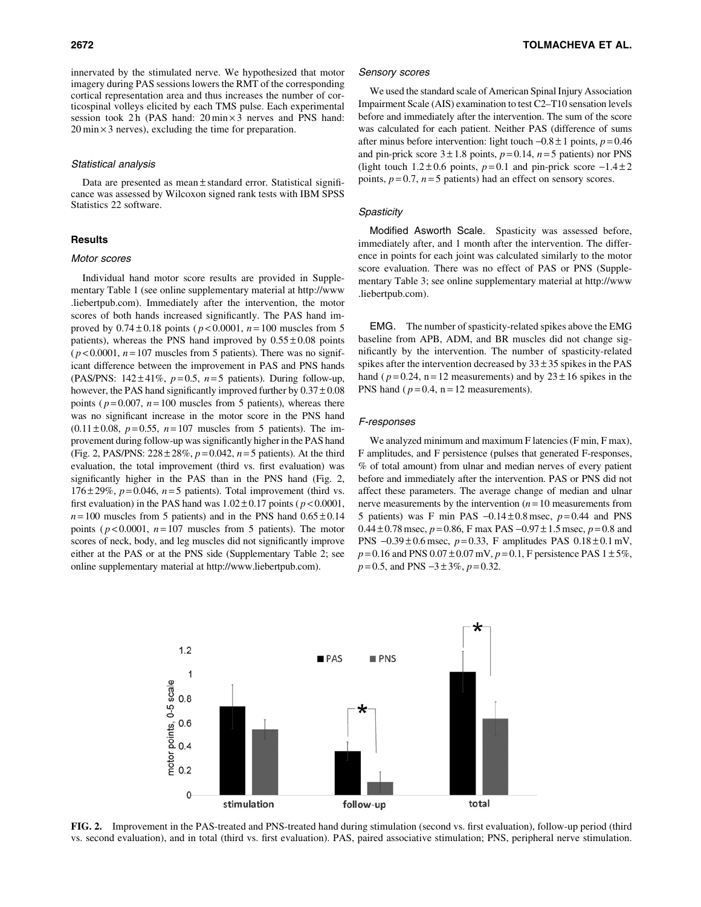innervated by the stimulated nerve. We hypothesized that motor imagery during PAS sessions lowers the RMT of the corresponding cortical representation area and thus increases the number of corticospinal volleys elicited by each TMS pulse. Each experimental session took 2 h (PAS hand: 20 min × 3 nerves and PNS hand: 20 min × 3 nerves), excluding the time for preparation.

### *Statistical analysis*

Data are presented as mean ± standard error. Statistical significance was assessed by Wilcoxon signed rank tests with IBM SPSS Statistics 22 software.

## Results

### *Motor scores*

Individual hand motor score results are provided in Supplementary Table 1 (see online supplementary material at http://www.liebertpub.com). Immediately after the intervention, the motor scores of both hands increased significantly. The PAS hand improved by 0.74 ± 0.18 points ($p < 0.0001$, $n = 100$ muscles from 5 patients), whereas the PNS hand improved by 0.55 ± 0.08 points ($p < 0.0001$, $n = 107$ muscles from 5 patients). There was no significant difference between the improvement in PAS and PNS hands (PAS/PNS: 142 ± 41%, $p = 0.5$, $n = 5$ patients). During follow-up, however, the PAS hand significantly improved further by 0.37 ± 0.08 points ($p = 0.007$, $n = 100$ muscles from 5 patients), whereas there was no significant increase in the motor score in the PNS hand (0.11 ± 0.08, $p = 0.55$, $n = 107$ muscles from 5 patients). The improvement during follow-up was significantly higher in the PAS hand (Fig. 2, PAS/PNS: 228 ± 28%, $p = 0.042$, $n = 5$ patients). At the third evaluation, the total improvement (third vs. first evaluation) was significantly higher in the PAS than in the PNS hand (Fig. 2, 176 ± 29%, $p = 0.046$, $n = 5$ patients). Total improvement (third vs. first evaluation) in the PAS hand was 1.02 ± 0.17 points ($p < 0.0001$, $n = 100$ muscles from 5 patients) and in the PNS hand 0.65 ± 0.14 points ($p < 0.0001$, $n = 107$ muscles from 5 patients). The motor scores of neck, body, and leg muscles did not significantly improve either at the PAS or at the PNS side (Supplementary Table 2; see online supplementary material at http://www.liebertpub.com).

### *Sensory scores*

We used the standard scale of American Spinal Injury Association Impairment Scale (AIS) examination to test C2–T10 sensation levels before and immediately after the intervention. The sum of the score was calculated for each patient. Neither PAS (difference of sums after minus before intervention: light touch −0.8 ± 1 points, $p = 0.46$ and pin-prick score 3 ± 1.8 points, $p = 0.14$, $n = 5$ patients) nor PNS (light touch 1.2 ± 0.6 points, $p = 0.1$ and pin-prick score −1.4 ± 2 points, $p = 0.7$, $n = 5$ patients) had an effect on sensory scores.

### *Spasticity*

Modified Asworth Scale. Spasticity was assessed before, immediately after, and 1 month after the intervention. The difference in points for each joint was calculated similarly to the motor score evaluation. There was no effect of PAS or PNS (Supplementary Table 3; see online supplementary material at http://www.liebertpub.com).

EMG. The number of spasticity-related spikes above the EMG baseline from APB, ADM, and BR muscles did not change significantly by the intervention. The number of spasticity-related spikes after the intervention decreased by 33 ± 35 spikes in the PAS hand ($p = 0.24$, n = 12 measurements) and by 23 ± 16 spikes in the PNS hand ($p = 0.4$, n = 12 measurements).

### *F-responses*

We analyzed minimum and maximum F latencies (F min, F max), F amplitudes, and F persistence (pulses that generated F-responses, % of total amount) from ulnar and median nerves of every patient before and immediately after the intervention. PAS or PNS did not affect these parameters. The average change of median and ulnar nerve measurements by the intervention ($n = 10$ measurements from 5 patients) was F min PAS −0.14 ± 0.8 msec, $p = 0.44$ and PNS 0.44 ± 0.78 msec, $p = 0.86$, F max PAS −0.97 ± 1.5 msec, $p = 0.8$ and PNS −0.39 ± 0.6 msec, $p = 0.33$, F amplitudes PAS 0.18 ± 0.1 mV, $p = 0.16$ and PNS 0.07 ± 0.07 mV, $p = 0.1$, F persistence PAS 1 ± 5%, $p = 0.5$, and PNS −3 ± 3%, $p = 0.32$.

**FIG. 2.** Improvement in the PAS-treated and PNS-treated hand during stimulation (second vs. first evaluation), follow-up period (third vs. second evaluation), and in total (third vs. first evaluation). PAS, paired associative stimulation; PNS, peripheral nerve stimulation.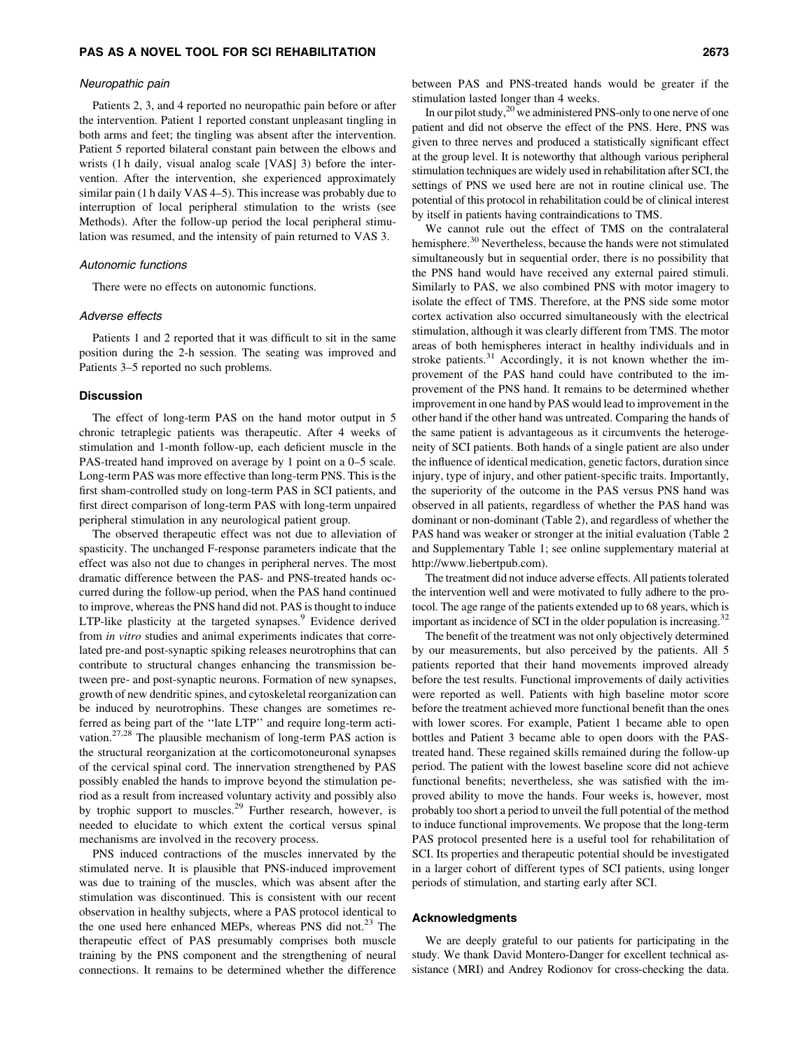### Neuropathic pain

Patients 2, 3, and 4 reported no neuropathic pain before or after the intervention. Patient 1 reported constant unpleasant tingling in both arms and feet; the tingling was absent after the intervention. Patient 5 reported bilateral constant pain between the elbows and wrists (1 h daily, visual analog scale [VAS] 3) before the intervention. After the intervention, she experienced approximately similar pain (1 h daily VAS 4–5). This increase was probably due to interruption of local peripheral stimulation to the wrists (see Methods). After the follow-up period the local peripheral stimulation was resumed, and the intensity of pain returned to VAS 3.

### Autonomic functions

There were no effects on autonomic functions.

### Adverse effects

Patients 1 and 2 reported that it was difficult to sit in the same position during the 2-h session. The seating was improved and Patients 3–5 reported no such problems.

## Discussion

The effect of long-term PAS on the hand motor output in 5 chronic tetraplegic patients was therapeutic. After 4 weeks of stimulation and 1-month follow-up, each deficient muscle in the PAS-treated hand improved on average by 1 point on a 0–5 scale. Long-term PAS was more effective than long-term PNS. This is the first sham-controlled study on long-term PAS in SCI patients, and first direct comparison of long-term PAS with long-term unpaired peripheral stimulation in any neurological patient group.

The observed therapeutic effect was not due to alleviation of spasticity. The unchanged F-response parameters indicate that the effect was also not due to changes in peripheral nerves. The most dramatic difference between the PAS- and PNS-treated hands occurred during the follow-up period, when the PAS hand continued to improve, whereas the PNS hand did not. PAS is thought to induce LTP-like plasticity at the targeted synapses.[9] Evidence derived from *in vitro* studies and animal experiments indicates that correlated pre-and post-synaptic spiking releases neurotrophins that can contribute to structural changes enhancing the transmission between pre- and post-synaptic neurons. Formation of new synapses, growth of new dendritic spines, and cytoskeletal reorganization can be induced by neurotrophins. These changes are sometimes referred as being part of the "late LTP" and require long-term activation.[27,28] The plausible mechanism of long-term PAS action is the structural reorganization at the corticomotoneuronal synapses of the cervical spinal cord. The innervation strengthened by PAS possibly enabled the hands to improve beyond the stimulation period as a result from increased voluntary activity and possibly also by trophic support to muscles.[29] Further research, however, is needed to elucidate to which extent the cortical versus spinal mechanisms are involved in the recovery process.

PNS induced contractions of the muscles innervated by the stimulated nerve. It is plausible that PNS-induced improvement was due to training of the muscles, which was absent after the stimulation was discontinued. This is consistent with our recent observation in healthy subjects, where a PAS protocol identical to the one used here enhanced MEPs, whereas PNS did not.[23] The therapeutic effect of PAS presumably comprises both muscle training by the PNS component and the strengthening of neural connections. It remains to be determined whether the difference between PAS and PNS-treated hands would be greater if the stimulation lasted longer than 4 weeks.

In our pilot study,[20] we administered PNS-only to one nerve of one patient and did not observe the effect of the PNS. Here, PNS was given to three nerves and produced a statistically significant effect at the group level. It is noteworthy that although various peripheral stimulation techniques are widely used in rehabilitation after SCI, the settings of PNS we used here are not in routine clinical use. The potential of this protocol in rehabilitation could be of clinical interest by itself in patients having contraindications to TMS.

We cannot rule out the effect of TMS on the contralateral hemisphere.[30] Nevertheless, because the hands were not stimulated simultaneously but in sequential order, there is no possibility that the PNS hand would have received any external paired stimuli. Similarly to PAS, we also combined PNS with motor imagery to isolate the effect of TMS. Therefore, at the PNS side some motor cortex activation also occurred simultaneously with the electrical stimulation, although it was clearly different from TMS. The motor areas of both hemispheres interact in healthy individuals and in stroke patients.[31] Accordingly, it is not known whether the improvement of the PAS hand could have contributed to the improvement of the PNS hand. It remains to be determined whether improvement in one hand by PAS would lead to improvement in the other hand if the other hand was untreated. Comparing the hands of the same patient is advantageous as it circumvents the heterogeneity of SCI patients. Both hands of a single patient are also under the influence of identical medication, genetic factors, duration since injury, type of injury, and other patient-specific traits. Importantly, the superiority of the outcome in the PAS versus PNS hand was observed in all patients, regardless of whether the PAS hand was dominant or non-dominant (Table 2), and regardless of whether the PAS hand was weaker or stronger at the initial evaluation (Table 2 and Supplementary Table 1; see online supplementary material at http://www.liebertpub.com).

The treatment did not induce adverse effects. All patients tolerated the intervention well and were motivated to fully adhere to the protocol. The age range of the patients extended up to 68 years, which is important as incidence of SCI in the older population is increasing.[32]

The benefit of the treatment was not only objectively determined by our measurements, but also perceived by the patients. All 5 patients reported that their hand movements improved already before the test results. Functional improvements of daily activities were reported as well. Patients with high baseline motor score before the treatment achieved more functional benefit than the ones with lower scores. For example, Patient 1 became able to open bottles and Patient 3 became able to open doors with the PAS-treated hand. These regained skills remained during the follow-up period. The patient with the lowest baseline score did not achieve functional benefits; nevertheless, she was satisfied with the improved ability to move the hands. Four weeks is, however, most probably too short a period to unveil the full potential of the method to induce functional improvements. We propose that the long-term PAS protocol presented here is a useful tool for rehabilitation of SCI. Its properties and therapeutic potential should be investigated in a larger cohort of different types of SCI patients, using longer periods of stimulation, and starting early after SCI.

## Acknowledgments

We are deeply grateful to our patients for participating in the study. We thank David Montero-Danger for excellent technical assistance (MRI) and Andrey Rodionov for cross-checking the data.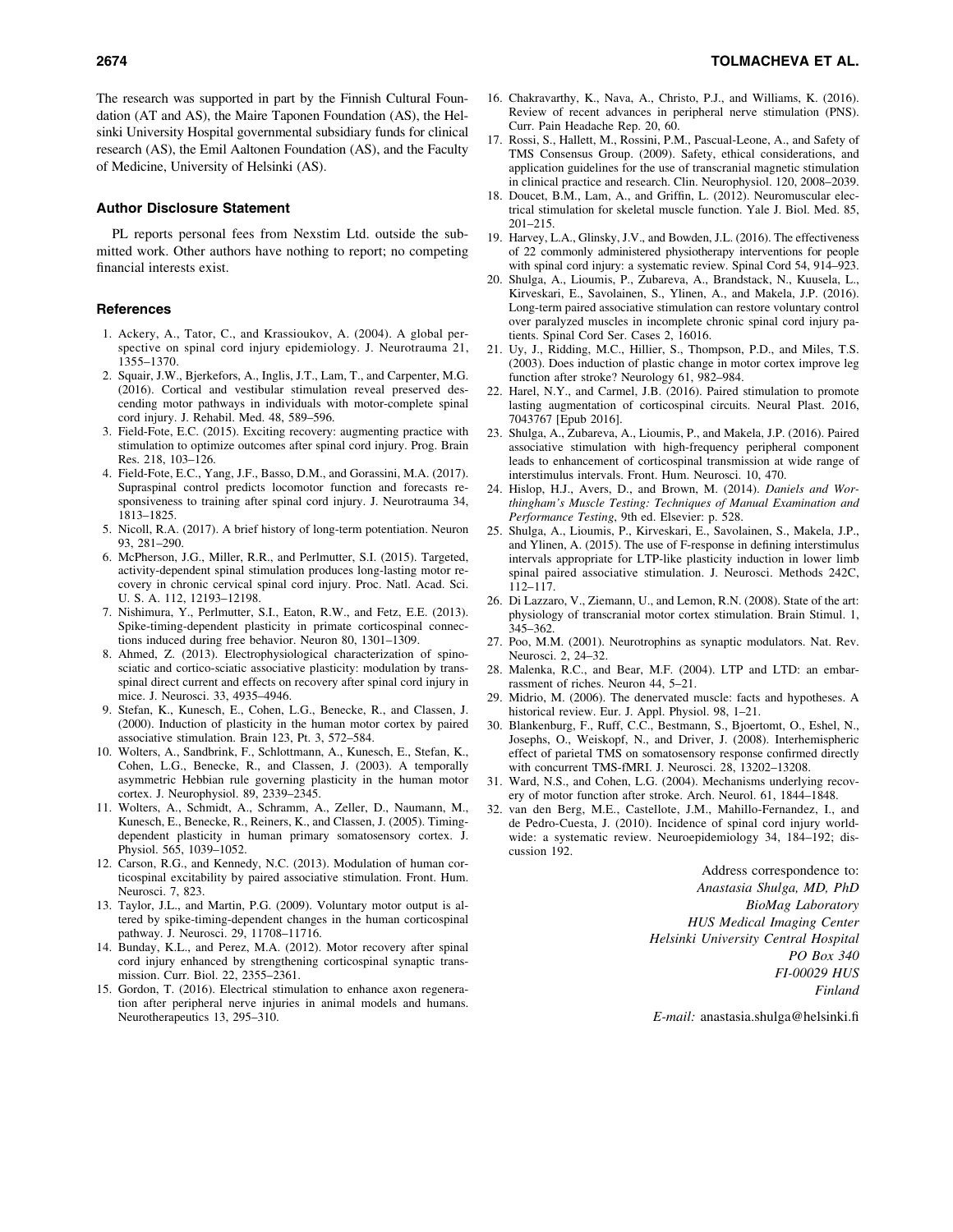The research was supported in part by the Finnish Cultural Foundation (AT and AS), the Maire Taponen Foundation (AS), the Helsinki University Hospital governmental subsidiary funds for clinical research (AS), the Emil Aaltonen Foundation (AS), and the Faculty of Medicine, University of Helsinki (AS).

### Author Disclosure Statement

PL reports personal fees from Nexstim Ltd. outside the submitted work. Other authors have nothing to report; no competing financial interests exist.

### References

1. Ackery, A., Tator, C., and Krassioukov, A. (2004). A global perspective on spinal cord injury epidemiology. J. Neurotrauma 21, 1355–1370.
2. Squair, J.W., Bjerkefors, A., Inglis, J.T., Lam, T., and Carpenter, M.G. (2016). Cortical and vestibular stimulation reveal preserved descending motor pathways in individuals with motor-complete spinal cord injury. J. Rehabil. Med. 48, 589–596.
3. Field-Fote, E.C. (2015). Exciting recovery: augmenting practice with stimulation to optimize outcomes after spinal cord injury. Prog. Brain Res. 218, 103–126.
4. Field-Fote, E.C., Yang, J.F., Basso, D.M., and Gorassini, M.A. (2017). Supraspinal control predicts locomotor function and forecasts responsiveness to training after spinal cord injury. J. Neurotrauma 34, 1813–1825.
5. Nicoll, R.A. (2017). A brief history of long-term potentiation. Neuron 93, 281–290.
6. McPherson, J.G., Miller, R.R., and Perlmutter, S.I. (2015). Targeted, activity-dependent spinal stimulation produces long-lasting motor recovery in chronic cervical spinal cord injury. Proc. Natl. Acad. Sci. U. S. A. 112, 12193–12198.
7. Nishimura, Y., Perlmutter, S.I., Eaton, R.W., and Fetz, E.E. (2013). Spike-timing-dependent plasticity in primate corticospinal connections induced during free behavior. Neuron 80, 1301–1309.
8. Ahmed, Z. (2013). Electrophysiological characterization of spino-sciatic and cortico-sciatic associative plasticity: modulation by trans-spinal direct current and effects on recovery after spinal cord injury in mice. J. Neurosci. 33, 4935–4946.
9. Stefan, K., Kunesch, E., Cohen, L.G., Benecke, R., and Classen, J. (2000). Induction of plasticity in the human motor cortex by paired associative stimulation. Brain 123, Pt. 3, 572–584.
10. Wolters, A., Sandbrink, F., Schlottmann, A., Kunesch, E., Stefan, K., Cohen, L.G., Benecke, R., and Classen, J. (2003). A temporally asymmetric Hebbian rule governing plasticity in the human motor cortex. J. Neurophysiol. 89, 2339–2345.
11. Wolters, A., Schmidt, A., Schramm, A., Zeller, D., Naumann, M., Kunesch, E., Benecke, R., Reiners, K., and Classen, J. (2005). Timing-dependent plasticity in human primary somatosensory cortex. J. Physiol. 565, 1039–1052.
12. Carson, R.G., and Kennedy, N.C. (2013). Modulation of human corticospinal excitability by paired associative stimulation. Front. Hum. Neurosci. 7, 823.
13. Taylor, J.L., and Martin, P.G. (2009). Voluntary motor output is altered by spike-timing-dependent changes in the human corticospinal pathway. J. Neurosci. 29, 11708–11716.
14. Bunday, K.L., and Perez, M.A. (2012). Motor recovery after spinal cord injury enhanced by strengthening corticospinal synaptic transmission. Curr. Biol. 22, 2355–2361.
15. Gordon, T. (2016). Electrical stimulation to enhance axon regeneration after peripheral nerve injuries in animal models and humans. Neurotherapeutics 13, 295–310.
16. Chakravarthy, K., Nava, A., Christo, P.J., and Williams, K. (2016). Review of recent advances in peripheral nerve stimulation (PNS). Curr. Pain Headache Rep. 20, 60.
17. Rossi, S., Hallett, M., Rossini, P.M., Pascual-Leone, A., and Safety of TMS Consensus Group. (2009). Safety, ethical considerations, and application guidelines for the use of transcranial magnetic stimulation in clinical practice and research. Clin. Neurophysiol. 120, 2008–2039.
18. Doucet, B.M., Lam, A., and Griffin, L. (2012). Neuromuscular electrical stimulation for skeletal muscle function. Yale J. Biol. Med. 85, 201–215.
19. Harvey, L.A., Glinsky, J.V., and Bowden, J.L. (2016). The effectiveness of 22 commonly administered physiotherapy interventions for people with spinal cord injury: a systematic review. Spinal Cord 54, 914–923.
20. Shulga, A., Lioumis, P., Zubareva, A., Brandstack, N., Kuusela, L., Kirveskari, E., Savolainen, S., Ylinen, A., and Makela, J.P. (2016). Long-term paired associative stimulation can restore voluntary control over paralyzed muscles in incomplete chronic spinal cord injury patients. Spinal Cord Ser. Cases 2, 16016.
21. Uy, J., Ridding, M.C., Hillier, S., Thompson, P.D., and Miles, T.S. (2003). Does induction of plastic change in motor cortex improve leg function after stroke? Neurology 61, 982–984.
22. Harel, N.Y., and Carmel, J.B. (2016). Paired stimulation to promote lasting augmentation of corticospinal circuits. Neural Plast. 2016, 7043767 [Epub 2016].
23. Shulga, A., Zubareva, A., Lioumis, P., and Makela, J.P. (2016). Paired associative stimulation with high-frequency peripheral component leads to enhancement of corticospinal transmission at wide range of interstimulus intervals. Front. Hum. Neurosci. 10, 470.
24. Hislop, H.J., Avers, D., and Brown, M. (2014). *Daniels and Worthingham's Muscle Testing: Techniques of Manual Examination and Performance Testing*, 9th ed. Elsevier: p. 528.
25. Shulga, A., Lioumis, P., Kirveskari, E., Savolainen, S., Makela, J.P., and Ylinen, A. (2015). The use of F-response in defining interstimulus intervals appropriate for LTP-like plasticity induction in lower limb spinal paired associative stimulation. J. Neurosci. Methods 242C, 112–117.
26. Di Lazzaro, V., Ziemann, U., and Lemon, R.N. (2008). State of the art: physiology of transcranial motor cortex stimulation. Brain Stimul. 1, 345–362.
27. Poo, M.M. (2001). Neurotrophins as synaptic modulators. Nat. Rev. Neurosci. 2, 24–32.
28. Malenka, R.C., and Bear, M.F. (2004). LTP and LTD: an embarrassment of riches. Neuron 44, 5–21.
29. Midrio, M. (2006). The denervated muscle: facts and hypotheses. A historical review. Eur. J. Appl. Physiol. 98, 1–21.
30. Blankenburg, F., Ruff, C.C., Bestmann, S., Bjoertomt, O., Eshel, N., Josephs, O., Weiskopf, N., and Driver, J. (2008). Interhemispheric effect of parietal TMS on somatosensory response confirmed directly with concurrent TMS-fMRI. J. Neurosci. 28, 13202–13208.
31. Ward, N.S., and Cohen, L.G. (2004). Mechanisms underlying recovery of motor function after stroke. Arch. Neurol. 61, 1844–1848.
32. van den Berg, M.E., Castellote, J.M., Mahillo-Fernandez, I., and de Pedro-Cuesta, J. (2010). Incidence of spinal cord injury worldwide: a systematic review. Neuroepidemiology 34, 184–192; discussion 192.

Address correspondence to:
*Anastasia Shulga, MD, PhD*
*BioMag Laboratory*
*HUS Medical Imaging Center*
*Helsinki University Central Hospital*
*PO Box 340*
*FI-00029 HUS*
*Finland*

*E-mail:* anastasia.shulga@helsinki.fi